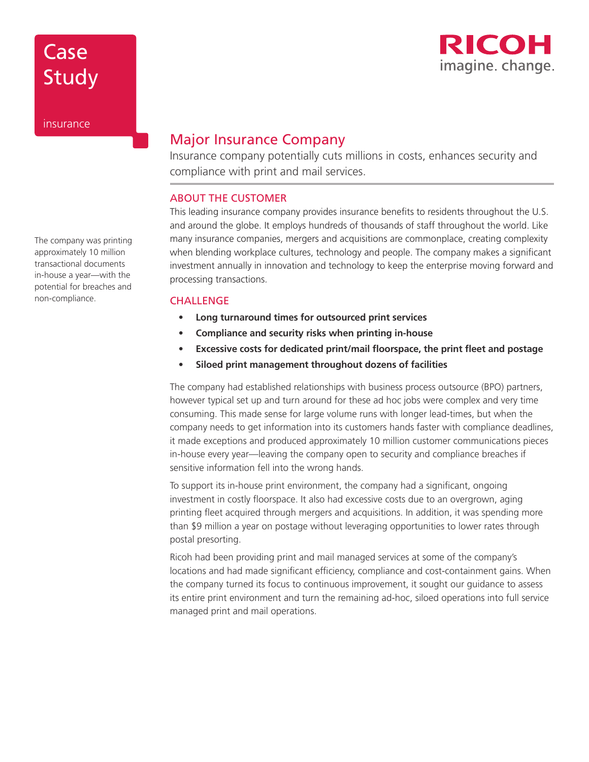Case Study

insurance

RICOH
imagine. change.

# Major Insurance Company

Insurance company potentially cuts millions in costs, enhances security and compliance with print and mail services.

The company was printing approximately 10 million transactional documents in-house a year—with the potential for breaches and non-compliance.

## ABOUT THE CUSTOMER

This leading insurance company provides insurance benefits to residents throughout the U.S. and around the globe. It employs hundreds of thousands of staff throughout the world. Like many insurance companies, mergers and acquisitions are commonplace, creating complexity when blending workplace cultures, technology and people. The company makes a significant investment annually in innovation and technology to keep the enterprise moving forward and processing transactions.

## CHALLENGE

- **Long turnaround times for outsourced print services**
- **Compliance and security risks when printing in-house**
- **Excessive costs for dedicated print/mail floorspace, the print fleet and postage**
- **Siloed print management throughout dozens of facilities**

The company had established relationships with business process outsource (BPO) partners, however typical set up and turn around for these ad hoc jobs were complex and very time consuming. This made sense for large volume runs with longer lead-times, but when the company needs to get information into its customers hands faster with compliance deadlines, it made exceptions and produced approximately 10 million customer communications pieces in-house every year—leaving the company open to security and compliance breaches if sensitive information fell into the wrong hands.

To support its in-house print environment, the company had a significant, ongoing investment in costly floorspace. It also had excessive costs due to an overgrown, aging printing fleet acquired through mergers and acquisitions. In addition, it was spending more than $9 million a year on postage without leveraging opportunities to lower rates through postal presorting.

Ricoh had been providing print and mail managed services at some of the company's locations and had made significant efficiency, compliance and cost-containment gains. When the company turned its focus to continuous improvement, it sought our guidance to assess its entire print environment and turn the remaining ad-hoc, siloed operations into full service managed print and mail operations.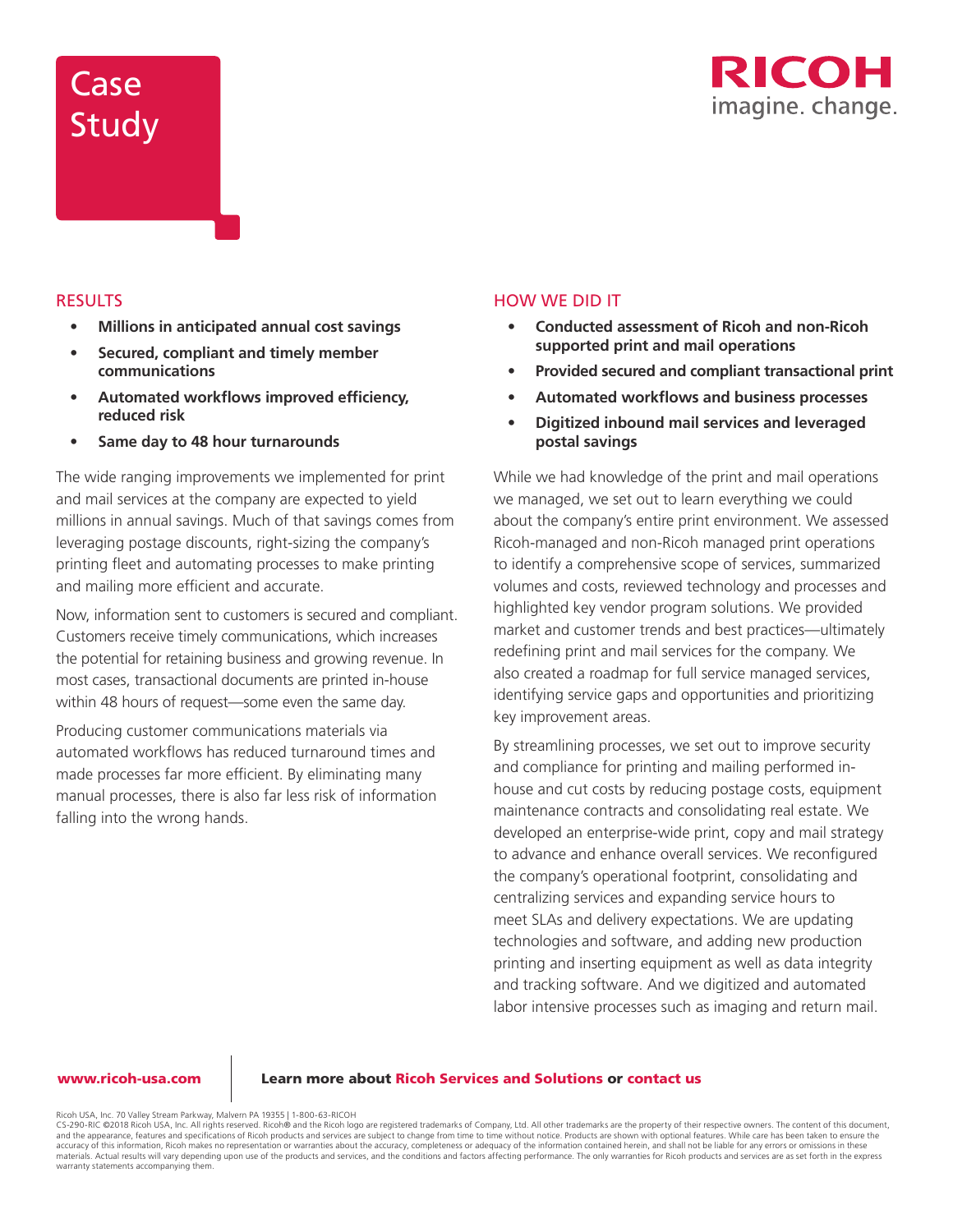# Case Study

RICOH
imagine. change.

## RESULTS

- **Millions in anticipated annual cost savings**
- **Secured, compliant and timely member communications**
- **Automated workflows improved efficiency, reduced risk**
- **Same day to 48 hour turnarounds**

The wide ranging improvements we implemented for print and mail services at the company are expected to yield millions in annual savings. Much of that savings comes from leveraging postage discounts, right-sizing the company's printing fleet and automating processes to make printing and mailing more efficient and accurate.

Now, information sent to customers is secured and compliant. Customers receive timely communications, which increases the potential for retaining business and growing revenue. In most cases, transactional documents are printed in-house within 48 hours of request—some even the same day.

Producing customer communications materials via automated workflows has reduced turnaround times and made processes far more efficient. By eliminating many manual processes, there is also far less risk of information falling into the wrong hands.

## HOW WE DID IT

- **Conducted assessment of Ricoh and non-Ricoh supported print and mail operations**
- **Provided secured and compliant transactional print**
- **Automated workflows and business processes**
- **Digitized inbound mail services and leveraged postal savings**

While we had knowledge of the print and mail operations we managed, we set out to learn everything we could about the company's entire print environment. We assessed Ricoh-managed and non-Ricoh managed print operations to identify a comprehensive scope of services, summarized volumes and costs, reviewed technology and processes and highlighted key vendor program solutions. We provided market and customer trends and best practices—ultimately redefining print and mail services for the company. We also created a roadmap for full service managed services, identifying service gaps and opportunities and prioritizing key improvement areas.

By streamlining processes, we set out to improve security and compliance for printing and mailing performed in-house and cut costs by reducing postage costs, equipment maintenance contracts and consolidating real estate. We developed an enterprise-wide print, copy and mail strategy to advance and enhance overall services. We reconfigured the company's operational footprint, consolidating and centralizing services and expanding service hours to meet SLAs and delivery expectations. We are updating technologies and software, and adding new production printing and inserting equipment as well as data integrity and tracking software. And we digitized and automated labor intensive processes such as imaging and return mail.

**www.ricoh-usa.com** | **Learn more about Ricoh Services and Solutions or contact us**

Ricoh USA, Inc. 70 Valley Stream Parkway, Malvern PA 19355 | 1-800-63-RICOH

CS-290-RIC ©2018 Ricoh USA, Inc. All rights reserved. Ricoh® and the Ricoh logo are registered trademarks of Company, Ltd. All other trademarks are the property of their respective owners. The content of this document, and the appearance, features and specifications of Ricoh products and services are subject to change from time to time without notice. Products are shown with optional features. While care has been taken to ensure the accuracy of this information, Ricoh makes no representation or warranties about the accuracy, completeness or adequacy of the information contained herein, and shall not be liable for any errors or omissions in these materials. Actual results will vary depending upon use of the products and services, and the conditions and factors affecting performance. The only warranties for Ricoh products and services are as set forth in the express warranty statements accompanying them.